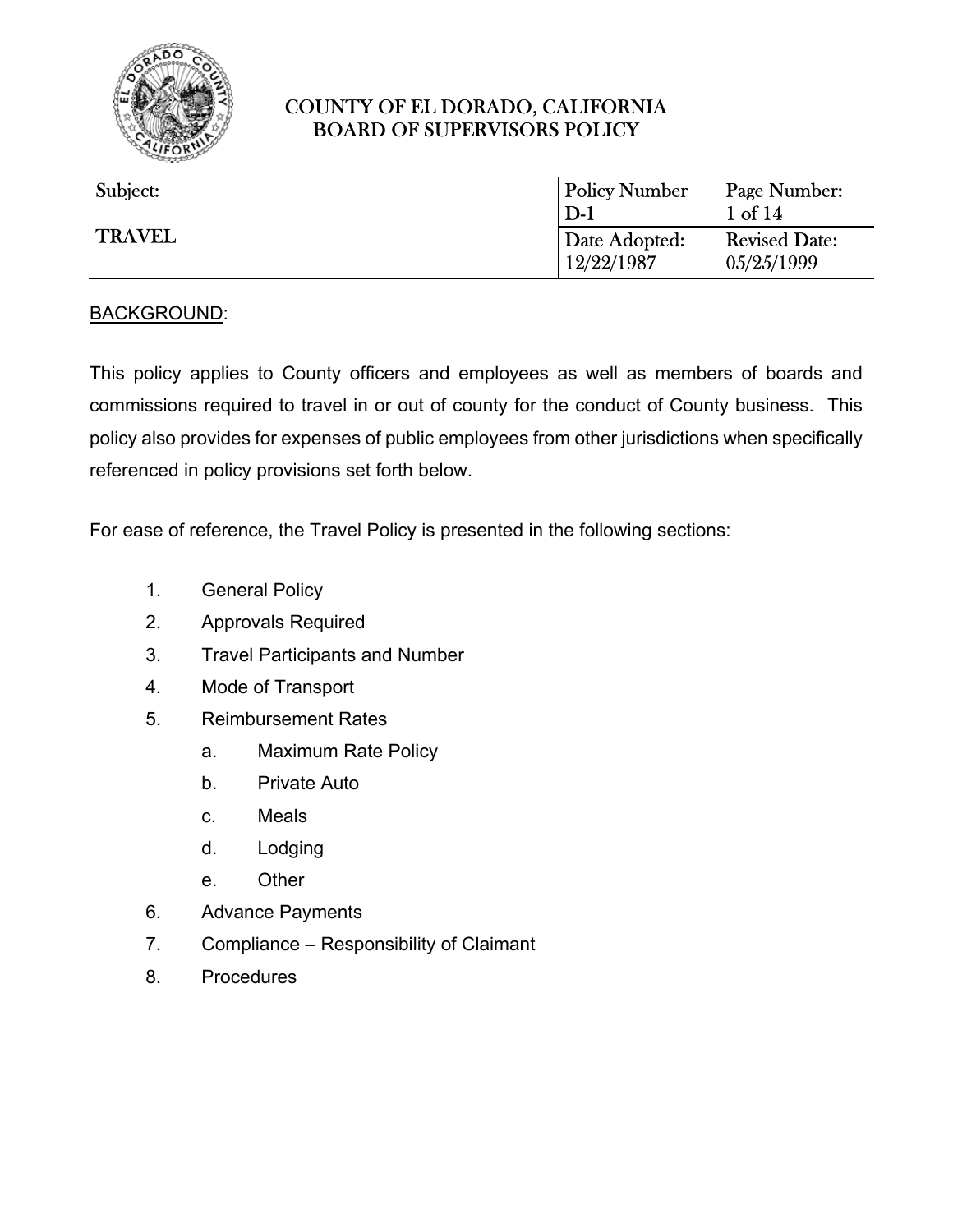# COUNTY OF EL DORADO, CALIFORNIA
## BOARD OF SUPERVISORS POLICY

| Subject: | Policy Number | Page Number: |
|---|---|---|
| TRAVEL | D-1 | 1 of 14 |
| | Date Adopted: 12/22/1987 | Revised Date: 05/25/1999 |

BACKGROUND:

This policy applies to County officers and employees as well as members of boards and commissions required to travel in or out of county for the conduct of County business. This policy also provides for expenses of public employees from other jurisdictions when specifically referenced in policy provisions set forth below.

For ease of reference, the Travel Policy is presented in the following sections:

1. General Policy
2. Approvals Required
3. Travel Participants and Number
4. Mode of Transport
5. Reimbursement Rates
    a. Maximum Rate Policy
    b. Private Auto
    c. Meals
    d. Lodging
    e. Other
6. Advance Payments
7. Compliance – Responsibility of Claimant
8. Procedures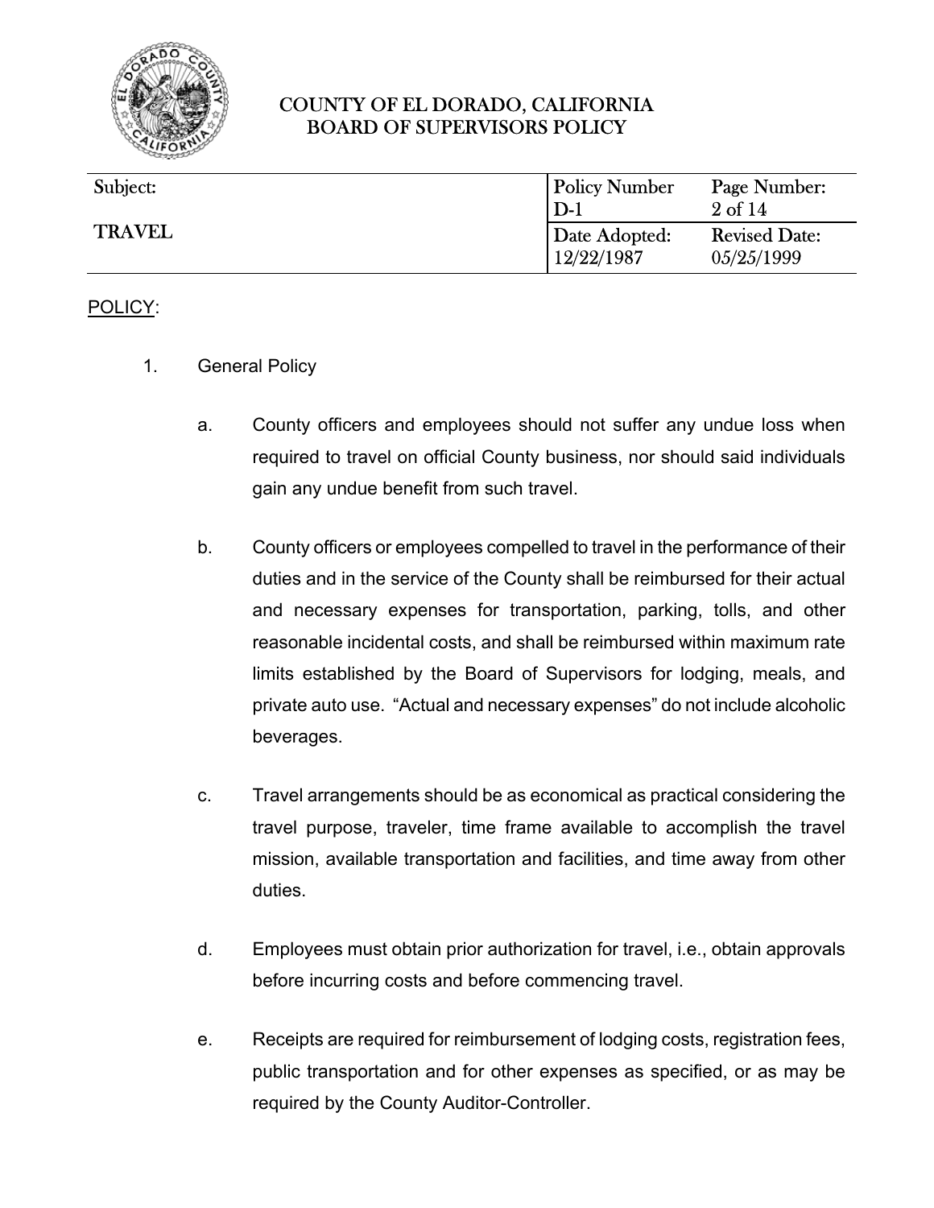COUNTY OF EL DORADO, CALIFORNIA
BOARD OF SUPERVISORS POLICY

| Subject: | Policy Number | Page Number: |
|---|---|---|
| TRAVEL | D-1 | 2 of 14 |
| | Date Adopted: 12/22/1987 | Revised Date: 05/25/1999 |

POLICY:

1. General Policy

   a. County officers and employees should not suffer any undue loss when required to travel on official County business, nor should said individuals gain any undue benefit from such travel.

   b. County officers or employees compelled to travel in the performance of their duties and in the service of the County shall be reimbursed for their actual and necessary expenses for transportation, parking, tolls, and other reasonable incidental costs, and shall be reimbursed within maximum rate limits established by the Board of Supervisors for lodging, meals, and private auto use. "Actual and necessary expenses" do not include alcoholic beverages.

   c. Travel arrangements should be as economical as practical considering the travel purpose, traveler, time frame available to accomplish the travel mission, available transportation and facilities, and time away from other duties.

   d. Employees must obtain prior authorization for travel, i.e., obtain approvals before incurring costs and before commencing travel.

   e. Receipts are required for reimbursement of lodging costs, registration fees, public transportation and for other expenses as specified, or as may be required by the County Auditor-Controller.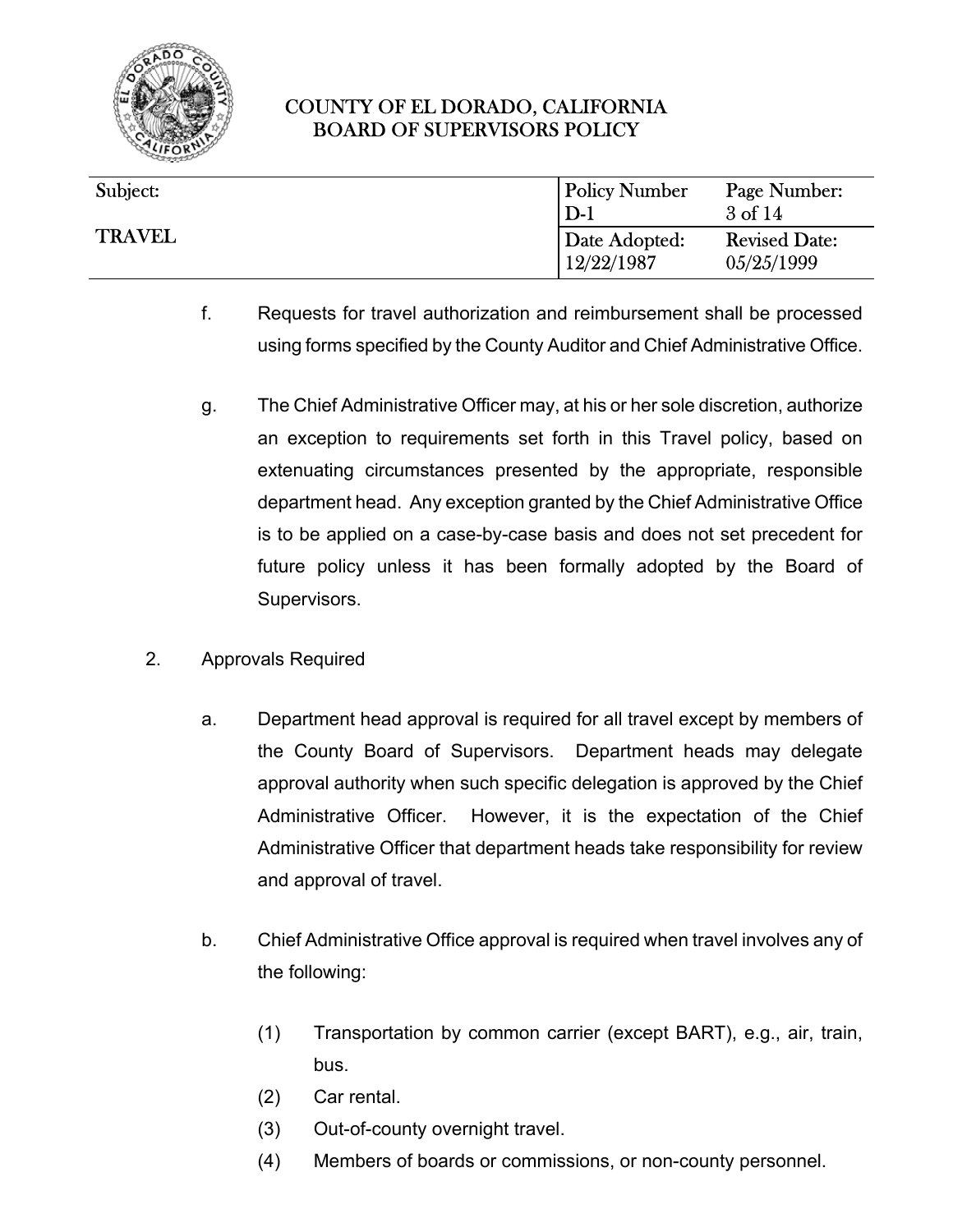f. Requests for travel authorization and reimbursement shall be processed using forms specified by the County Auditor and Chief Administrative Office.

g. The Chief Administrative Officer may, at his or her sole discretion, authorize an exception to requirements set forth in this Travel policy, based on extenuating circumstances presented by the appropriate, responsible department head. Any exception granted by the Chief Administrative Office is to be applied on a case-by-case basis and does not set precedent for future policy unless it has been formally adopted by the Board of Supervisors.

2. Approvals Required

   a. Department head approval is required for all travel except by members of the County Board of Supervisors. Department heads may delegate approval authority when such specific delegation is approved by the Chief Administrative Officer. However, it is the expectation of the Chief Administrative Officer that department heads take responsibility for review and approval of travel.

   b. Chief Administrative Office approval is required when travel involves any of the following:

      (1) Transportation by common carrier (except BART), e.g., air, train, bus.
      (2) Car rental.
      (3) Out-of-county overnight travel.
      (4) Members of boards or commissions, or non-county personnel.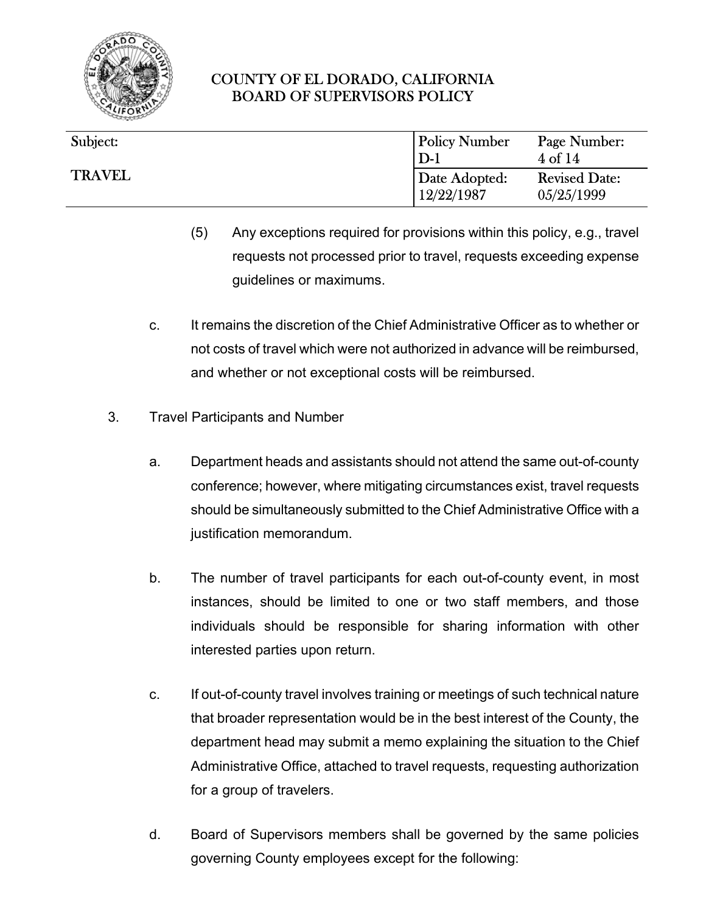(5) Any exceptions required for provisions within this policy, e.g., travel requests not processed prior to travel, requests exceeding expense guidelines or maximums.

c. It remains the discretion of the Chief Administrative Officer as to whether or not costs of travel which were not authorized in advance will be reimbursed, and whether or not exceptional costs will be reimbursed.

3. Travel Participants and Number

a. Department heads and assistants should not attend the same out-of-county conference; however, where mitigating circumstances exist, travel requests should be simultaneously submitted to the Chief Administrative Office with a justification memorandum.

b. The number of travel participants for each out-of-county event, in most instances, should be limited to one or two staff members, and those individuals should be responsible for sharing information with other interested parties upon return.

c. If out-of-county travel involves training or meetings of such technical nature that broader representation would be in the best interest of the County, the department head may submit a memo explaining the situation to the Chief Administrative Office, attached to travel requests, requesting authorization for a group of travelers.

d. Board of Supervisors members shall be governed by the same policies governing County employees except for the following: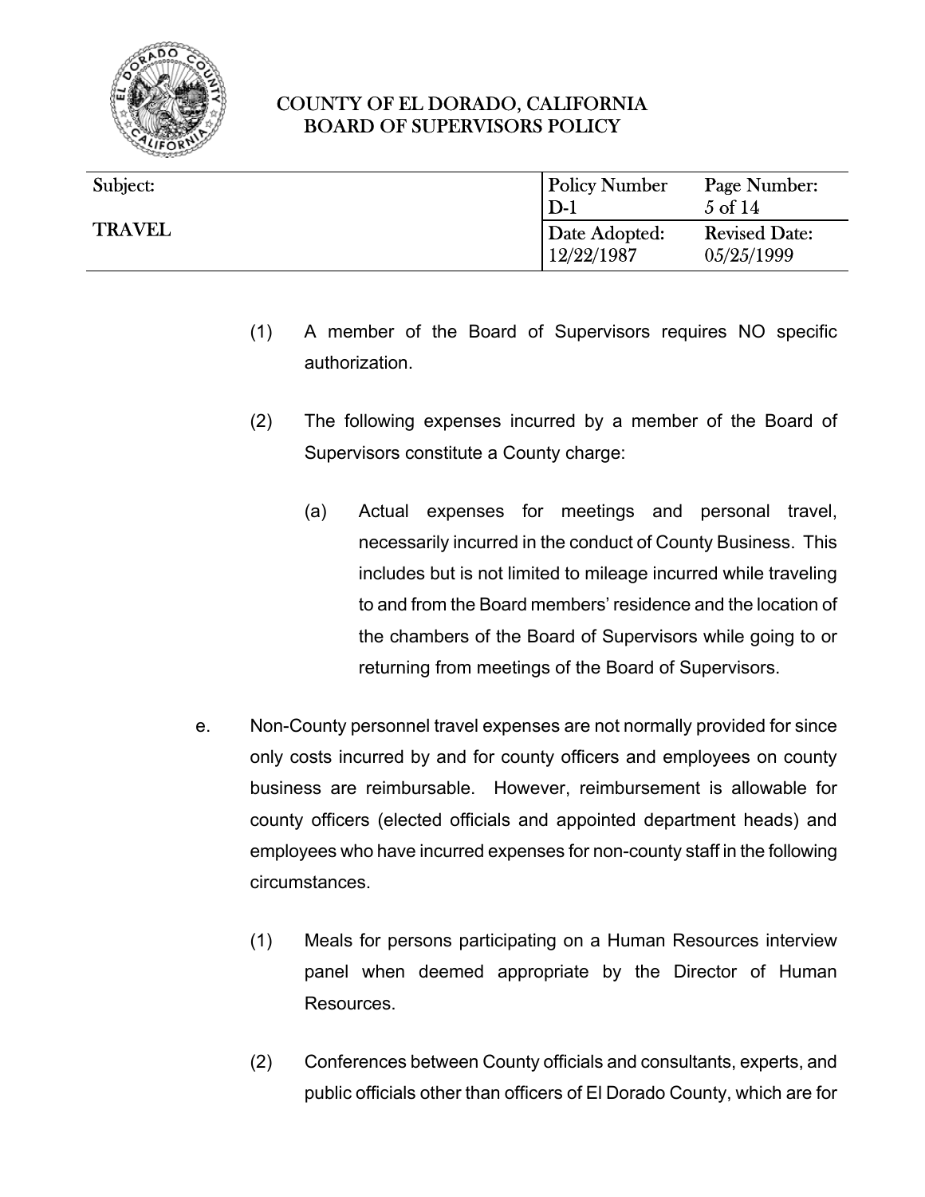(1) A member of the Board of Supervisors requires NO specific authorization.

(2) The following expenses incurred by a member of the Board of Supervisors constitute a County charge:

(a) Actual expenses for meetings and personal travel, necessarily incurred in the conduct of County Business. This includes but is not limited to mileage incurred while traveling to and from the Board members' residence and the location of the chambers of the Board of Supervisors while going to or returning from meetings of the Board of Supervisors.

e. Non-County personnel travel expenses are not normally provided for since only costs incurred by and for county officers and employees on county business are reimbursable. However, reimbursement is allowable for county officers (elected officials and appointed department heads) and employees who have incurred expenses for non-county staff in the following circumstances.

(1) Meals for persons participating on a Human Resources interview panel when deemed appropriate by the Director of Human Resources.

(2) Conferences between County officials and consultants, experts, and public officials other than officers of El Dorado County, which are for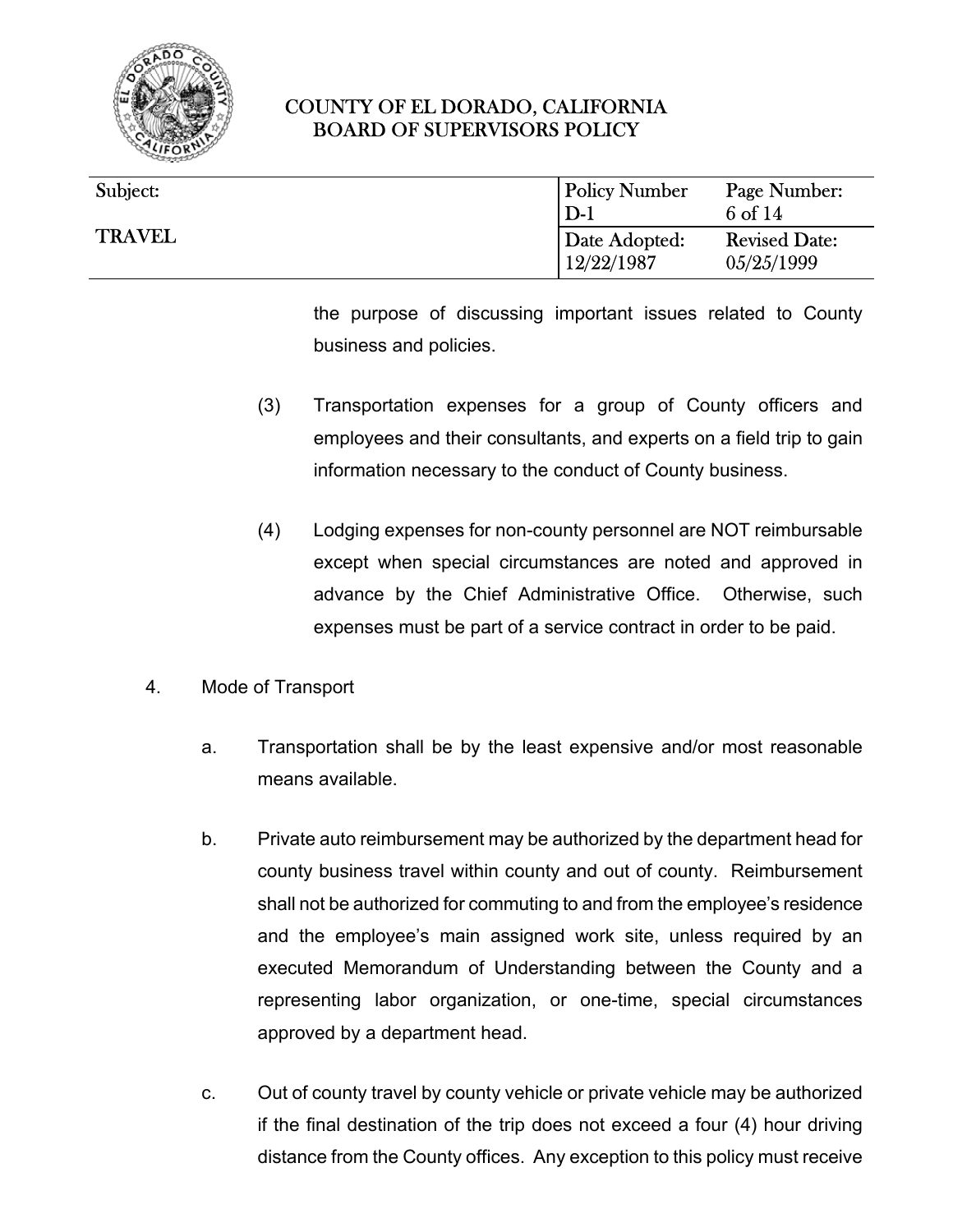the purpose of discussing important issues related to County business and policies.

(3) Transportation expenses for a group of County officers and employees and their consultants, and experts on a field trip to gain information necessary to the conduct of County business.

(4) Lodging expenses for non-county personnel are NOT reimbursable except when special circumstances are noted and approved in advance by the Chief Administrative Office. Otherwise, such expenses must be part of a service contract in order to be paid.

4. Mode of Transport

a. Transportation shall be by the least expensive and/or most reasonable means available.

b. Private auto reimbursement may be authorized by the department head for county business travel within county and out of county. Reimbursement shall not be authorized for commuting to and from the employee's residence and the employee's main assigned work site, unless required by an executed Memorandum of Understanding between the County and a representing labor organization, or one-time, special circumstances approved by a department head.

c. Out of county travel by county vehicle or private vehicle may be authorized if the final destination of the trip does not exceed a four (4) hour driving distance from the County offices. Any exception to this policy must receive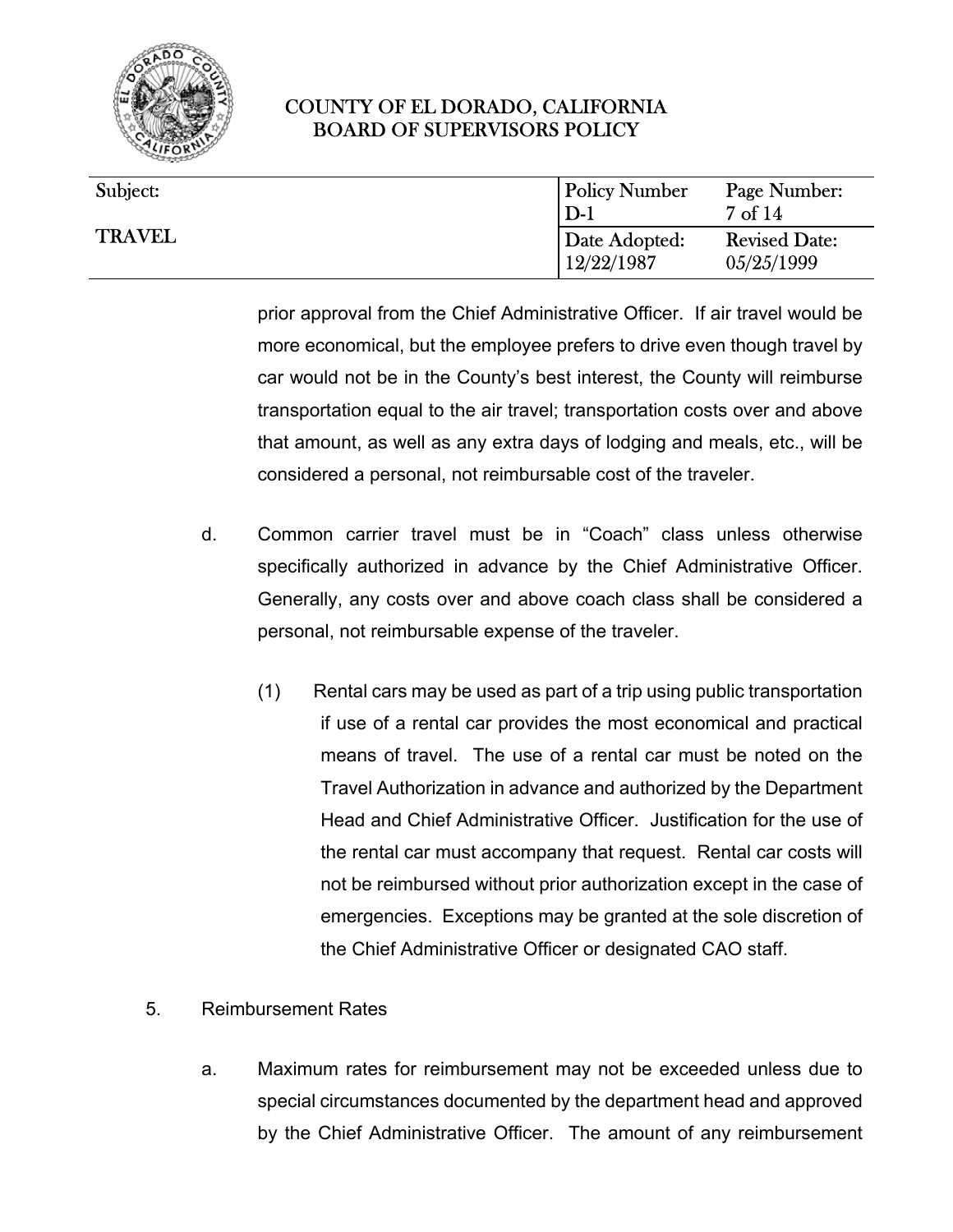prior approval from the Chief Administrative Officer. If air travel would be more economical, but the employee prefers to drive even though travel by car would not be in the County's best interest, the County will reimburse transportation equal to the air travel; transportation costs over and above that amount, as well as any extra days of lodging and meals, etc., will be considered a personal, not reimbursable cost of the traveler.

d. Common carrier travel must be in "Coach" class unless otherwise specifically authorized in advance by the Chief Administrative Officer. Generally, any costs over and above coach class shall be considered a personal, not reimbursable expense of the traveler.

    (1) Rental cars may be used as part of a trip using public transportation if use of a rental car provides the most economical and practical means of travel. The use of a rental car must be noted on the Travel Authorization in advance and authorized by the Department Head and Chief Administrative Officer. Justification for the use of the rental car must accompany that request. Rental car costs will not be reimbursed without prior authorization except in the case of emergencies. Exceptions may be granted at the sole discretion of the Chief Administrative Officer or designated CAO staff.

5. Reimbursement Rates

    a. Maximum rates for reimbursement may not be exceeded unless due to special circumstances documented by the department head and approved by the Chief Administrative Officer. The amount of any reimbursement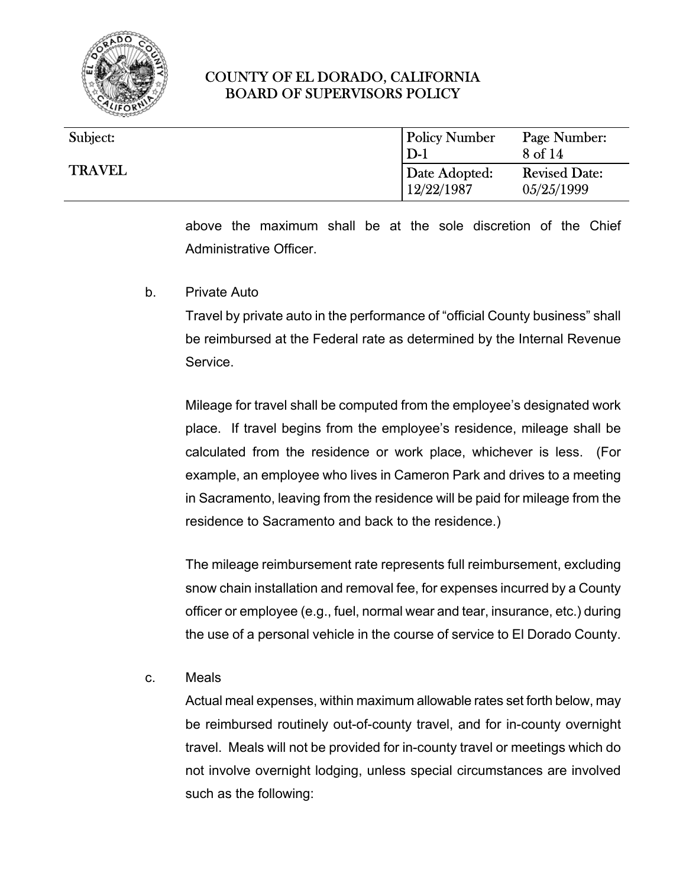above the maximum shall be at the sole discretion of the Chief Administrative Officer.

b. Private Auto

Travel by private auto in the performance of "official County business" shall be reimbursed at the Federal rate as determined by the Internal Revenue Service.

Mileage for travel shall be computed from the employee's designated work place. If travel begins from the employee's residence, mileage shall be calculated from the residence or work place, whichever is less. (For example, an employee who lives in Cameron Park and drives to a meeting in Sacramento, leaving from the residence will be paid for mileage from the residence to Sacramento and back to the residence.)

The mileage reimbursement rate represents full reimbursement, excluding snow chain installation and removal fee, for expenses incurred by a County officer or employee (e.g., fuel, normal wear and tear, insurance, etc.) during the use of a personal vehicle in the course of service to El Dorado County.

c. Meals

Actual meal expenses, within maximum allowable rates set forth below, may be reimbursed routinely out-of-county travel, and for in-county overnight travel. Meals will not be provided for in-county travel or meetings which do not involve overnight lodging, unless special circumstances are involved such as the following: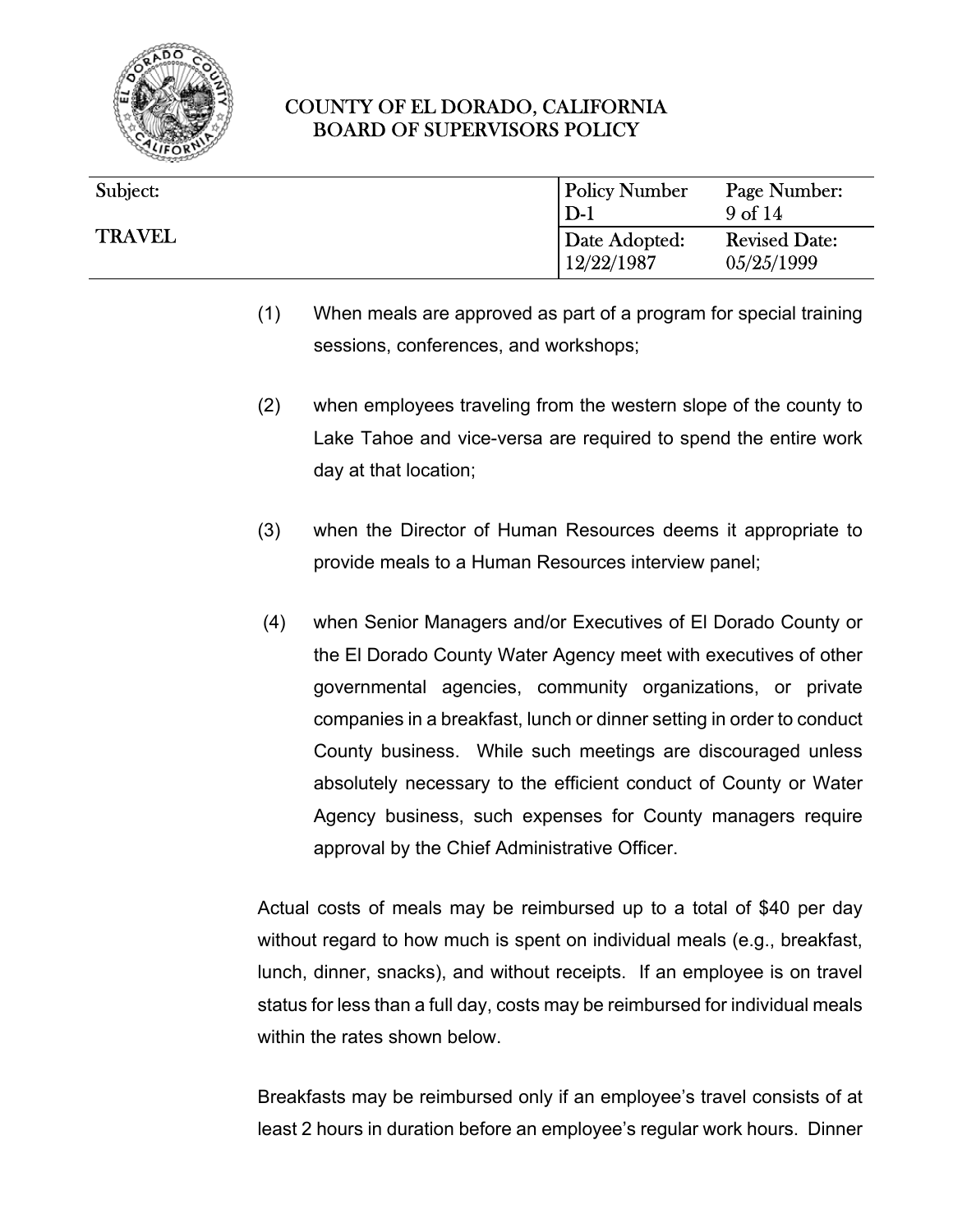(1) When meals are approved as part of a program for special training sessions, conferences, and workshops;

(2) when employees traveling from the western slope of the county to Lake Tahoe and vice-versa are required to spend the entire work day at that location;

(3) when the Director of Human Resources deems it appropriate to provide meals to a Human Resources interview panel;

(4) when Senior Managers and/or Executives of El Dorado County or the El Dorado County Water Agency meet with executives of other governmental agencies, community organizations, or private companies in a breakfast, lunch or dinner setting in order to conduct County business. While such meetings are discouraged unless absolutely necessary to the efficient conduct of County or Water Agency business, such expenses for County managers require approval by the Chief Administrative Officer.

Actual costs of meals may be reimbursed up to a total of $40 per day without regard to how much is spent on individual meals (e.g., breakfast, lunch, dinner, snacks), and without receipts. If an employee is on travel status for less than a full day, costs may be reimbursed for individual meals within the rates shown below.

Breakfasts may be reimbursed only if an employee's travel consists of at least 2 hours in duration before an employee's regular work hours. Dinner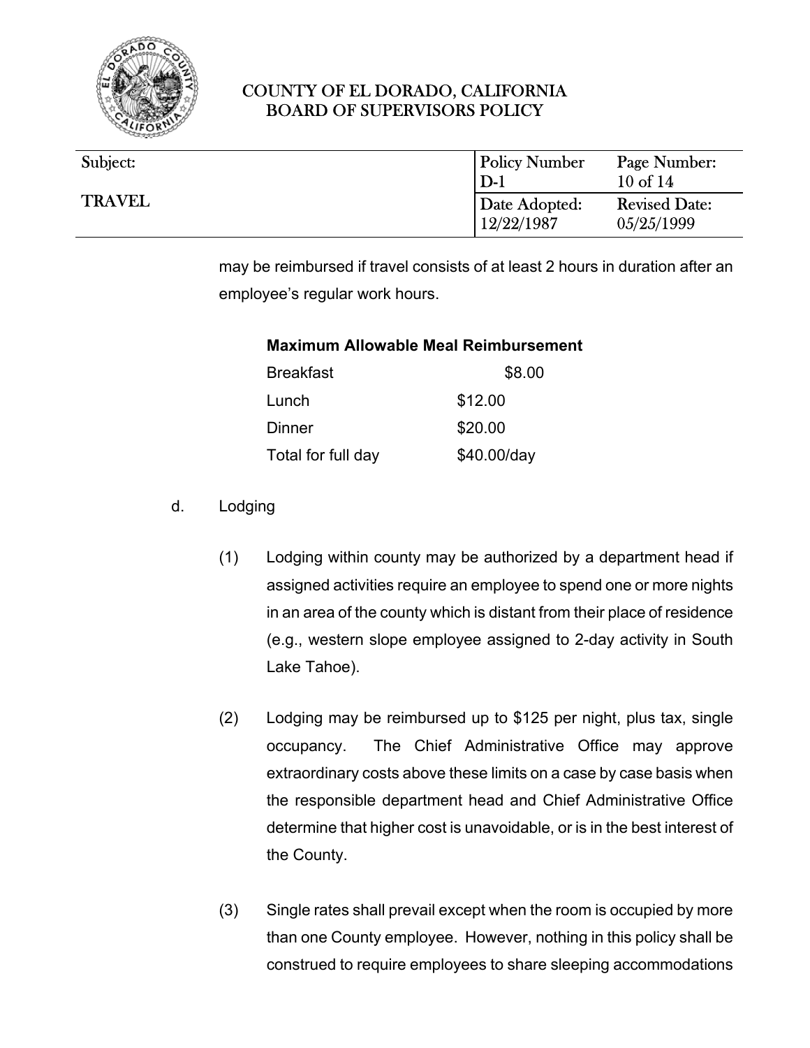may be reimbursed if travel consists of at least 2 hours in duration after an employee's regular work hours.

**Maximum Allowable Meal Reimbursement**

| | |
|---|---|
| Breakfast | $8.00 |
| Lunch | $12.00 |
| Dinner | $20.00 |
| Total for full day | $40.00/day |

d. Lodging

(1) Lodging within county may be authorized by a department head if assigned activities require an employee to spend one or more nights in an area of the county which is distant from their place of residence (e.g., western slope employee assigned to 2-day activity in South Lake Tahoe).

(2) Lodging may be reimbursed up to $125 per night, plus tax, single occupancy. The Chief Administrative Office may approve extraordinary costs above these limits on a case by case basis when the responsible department head and Chief Administrative Office determine that higher cost is unavoidable, or is in the best interest of the County.

(3) Single rates shall prevail except when the room is occupied by more than one County employee. However, nothing in this policy shall be construed to require employees to share sleeping accommodations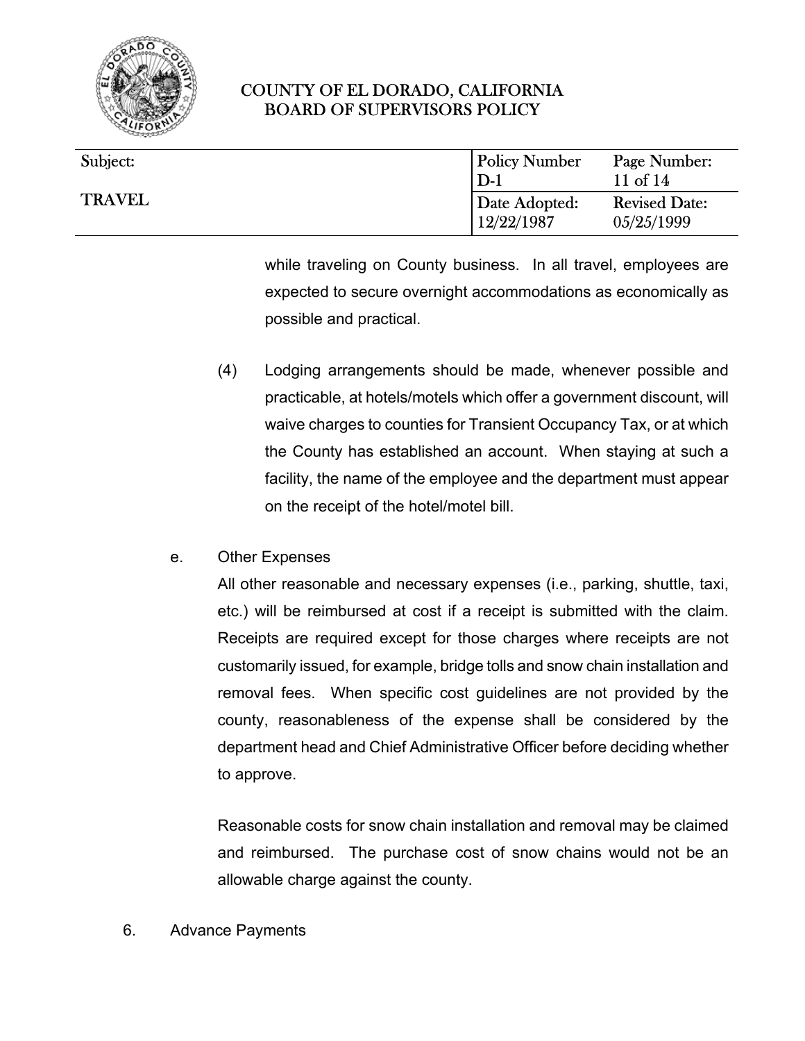while traveling on County business. In all travel, employees are expected to secure overnight accommodations as economically as possible and practical.

(4) Lodging arrangements should be made, whenever possible and practicable, at hotels/motels which offer a government discount, will waive charges to counties for Transient Occupancy Tax, or at which the County has established an account. When staying at such a facility, the name of the employee and the department must appear on the receipt of the hotel/motel bill.

e. Other Expenses

All other reasonable and necessary expenses (i.e., parking, shuttle, taxi, etc.) will be reimbursed at cost if a receipt is submitted with the claim. Receipts are required except for those charges where receipts are not customarily issued, for example, bridge tolls and snow chain installation and removal fees. When specific cost guidelines are not provided by the county, reasonableness of the expense shall be considered by the department head and Chief Administrative Officer before deciding whether to approve.

Reasonable costs for snow chain installation and removal may be claimed and reimbursed. The purchase cost of snow chains would not be an allowable charge against the county.

6. Advance Payments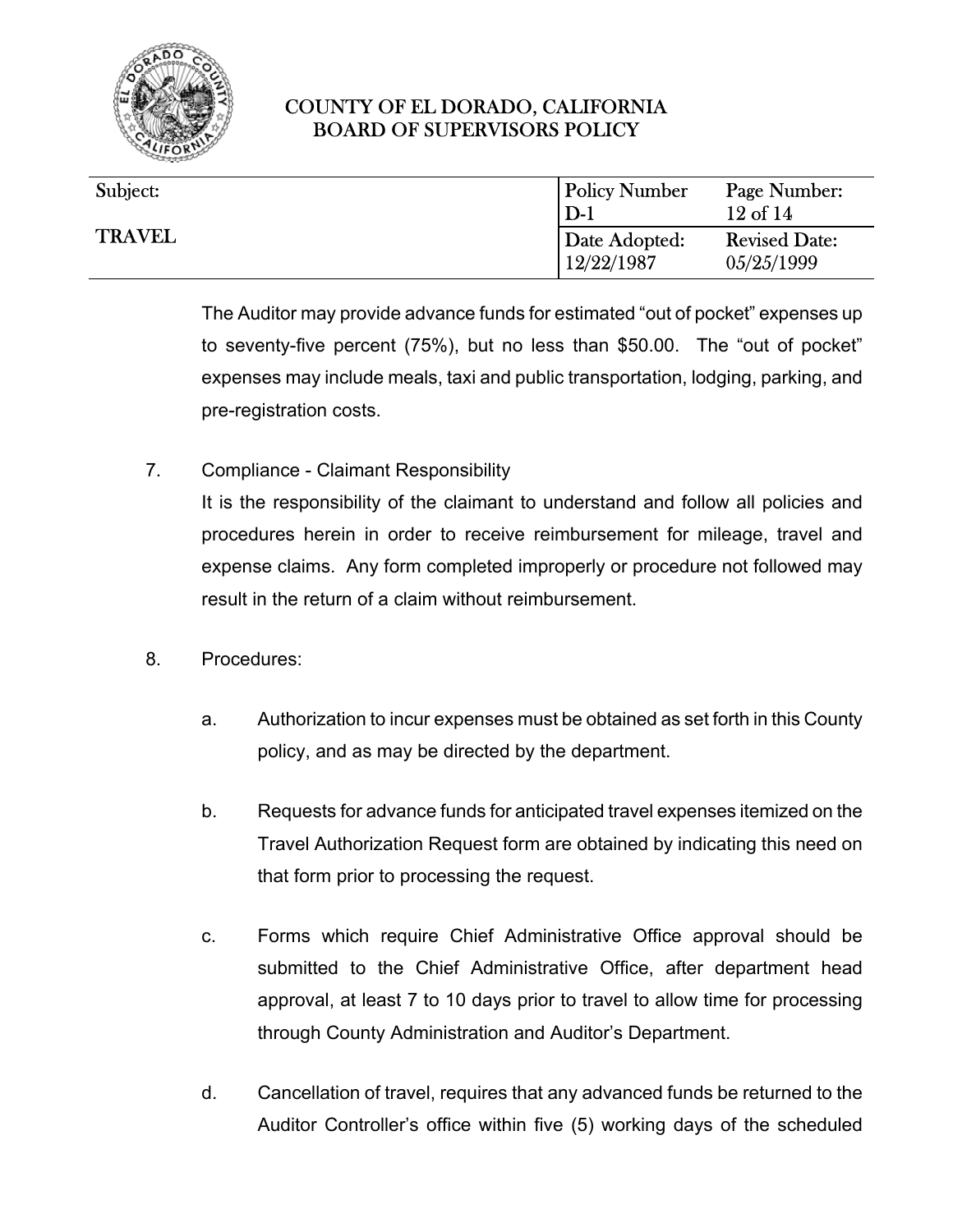The Auditor may provide advance funds for estimated "out of pocket" expenses up to seventy-five percent (75%), but no less than $50.00. The "out of pocket" expenses may include meals, taxi and public transportation, lodging, parking, and pre-registration costs.

7. Compliance - Claimant Responsibility

   It is the responsibility of the claimant to understand and follow all policies and procedures herein in order to receive reimbursement for mileage, travel and expense claims. Any form completed improperly or procedure not followed may result in the return of a claim without reimbursement.

8. Procedures:

   a. Authorization to incur expenses must be obtained as set forth in this County policy, and as may be directed by the department.

   b. Requests for advance funds for anticipated travel expenses itemized on the Travel Authorization Request form are obtained by indicating this need on that form prior to processing the request.

   c. Forms which require Chief Administrative Office approval should be submitted to the Chief Administrative Office, after department head approval, at least 7 to 10 days prior to travel to allow time for processing through County Administration and Auditor's Department.

   d. Cancellation of travel, requires that any advanced funds be returned to the Auditor Controller's office within five (5) working days of the scheduled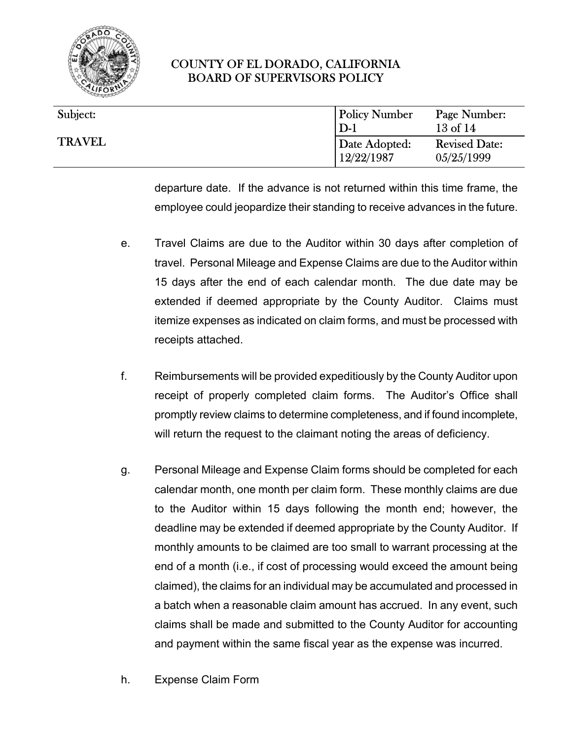departure date. If the advance is not returned within this time frame, the employee could jeopardize their standing to receive advances in the future.

e. Travel Claims are due to the Auditor within 30 days after completion of travel. Personal Mileage and Expense Claims are due to the Auditor within 15 days after the end of each calendar month. The due date may be extended if deemed appropriate by the County Auditor. Claims must itemize expenses as indicated on claim forms, and must be processed with receipts attached.

f. Reimbursements will be provided expeditiously by the County Auditor upon receipt of properly completed claim forms. The Auditor's Office shall promptly review claims to determine completeness, and if found incomplete, will return the request to the claimant noting the areas of deficiency.

g. Personal Mileage and Expense Claim forms should be completed for each calendar month, one month per claim form. These monthly claims are due to the Auditor within 15 days following the month end; however, the deadline may be extended if deemed appropriate by the County Auditor. If monthly amounts to be claimed are too small to warrant processing at the end of a month (i.e., if cost of processing would exceed the amount being claimed), the claims for an individual may be accumulated and processed in a batch when a reasonable claim amount has accrued. In any event, such claims shall be made and submitted to the County Auditor for accounting and payment within the same fiscal year as the expense was incurred.

h. Expense Claim Form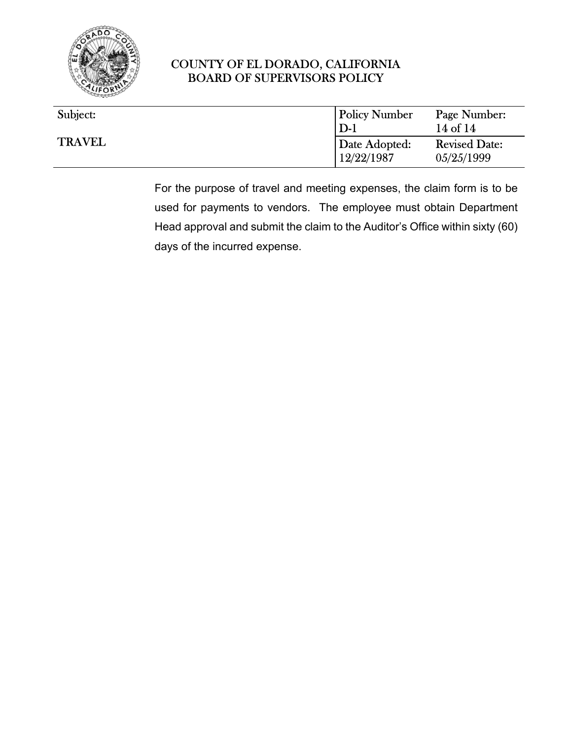For the purpose of travel and meeting expenses, the claim form is to be used for payments to vendors. The employee must obtain Department Head approval and submit the claim to the Auditor's Office within sixty (60) days of the incurred expense.